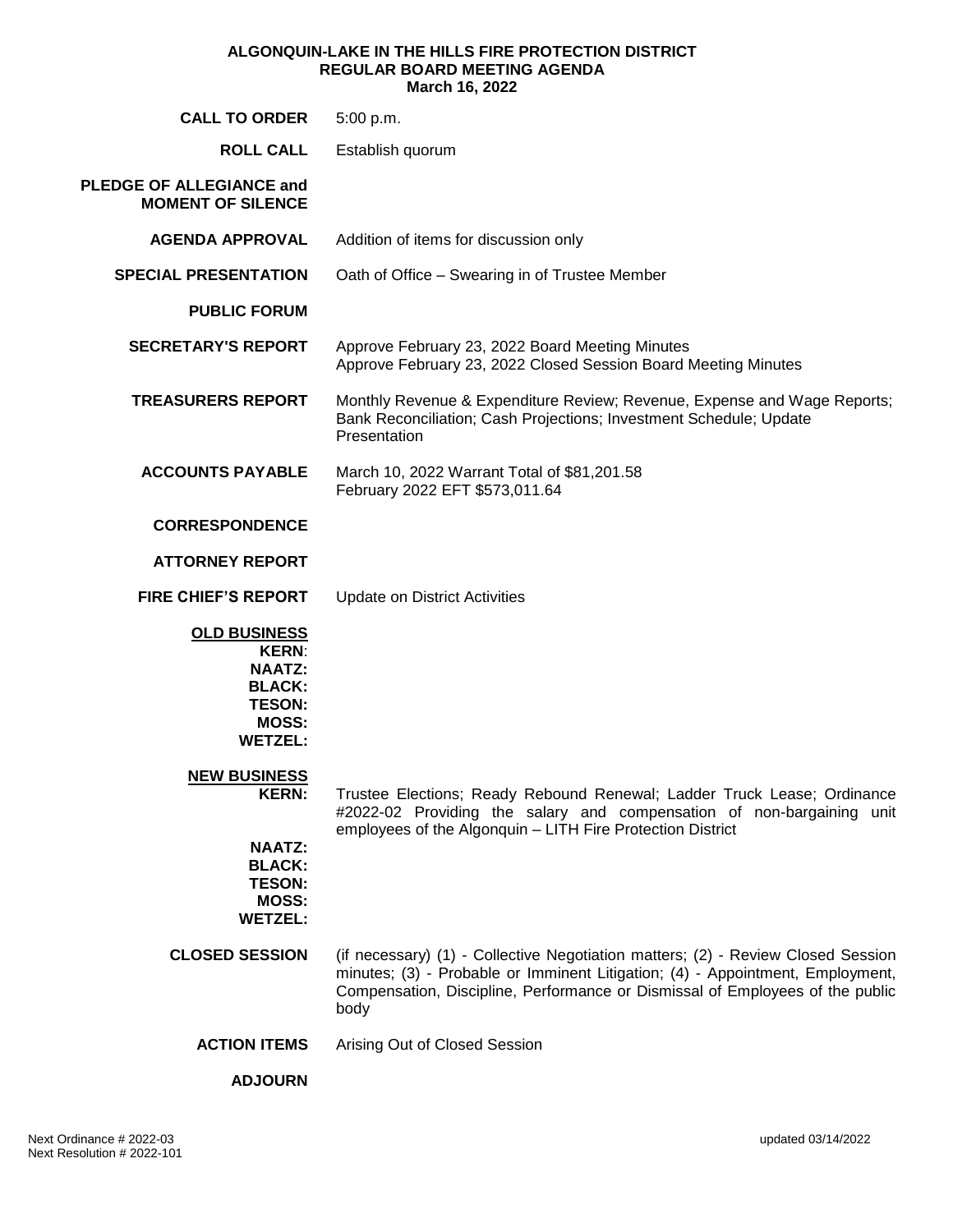**ALGONQUIN-LAKE IN THE HILLS FIRE PROTECTION DISTRICT**
**REGULAR BOARD MEETING AGENDA**
**March 16, 2022**

| | |
|---|---|
| **CALL TO ORDER** | 5:00 p.m. |
| **ROLL CALL** | Establish quorum |
| **PLEDGE OF ALLEGIANCE and MOMENT OF SILENCE** | |
| **AGENDA APPROVAL** | Addition of items for discussion only |
| **SPECIAL PRESENTATION** | Oath of Office – Swearing in of Trustee Member |
| **PUBLIC FORUM** | |
| **SECRETARY'S REPORT** | Approve February 23, 2022 Board Meeting Minutes<br>Approve February 23, 2022 Closed Session Board Meeting Minutes |
| **TREASURERS REPORT** | Monthly Revenue & Expenditure Review; Revenue, Expense and Wage Reports; Bank Reconciliation; Cash Projections; Investment Schedule; Update Presentation |
| **ACCOUNTS PAYABLE** | March 10, 2022 Warrant Total of $81,201.58<br>February 2022 EFT $573,011.64 |
| **CORRESPONDENCE** | |
| **ATTORNEY REPORT** | |
| **FIRE CHIEF'S REPORT** | Update on District Activities |
| **OLD BUSINESS** | |
| **KERN:** | |
| **NAATZ:** | |
| **BLACK:** | |
| **TESON:** | |
| **MOSS:** | |
| **WETZEL:** | |
| **NEW BUSINESS** | |
| **KERN:** | Trustee Elections; Ready Rebound Renewal; Ladder Truck Lease; Ordinance #2022-02 Providing the salary and compensation of non-bargaining unit employees of the Algonquin – LITH Fire Protection District |
| **NAATZ:** | |
| **BLACK:** | |
| **TESON:** | |
| **MOSS:** | |
| **WETZEL:** | |
| **CLOSED SESSION** | (if necessary) (1) - Collective Negotiation matters; (2) - Review Closed Session minutes; (3) - Probable or Imminent Litigation; (4) - Appointment, Employment, Compensation, Discipline, Performance or Dismissal of Employees of the public body |
| **ACTION ITEMS** | Arising Out of Closed Session |
| **ADJOURN** | |

Next Ordinance # 2022-03
Next Resolution # 2022-101

updated 03/14/2022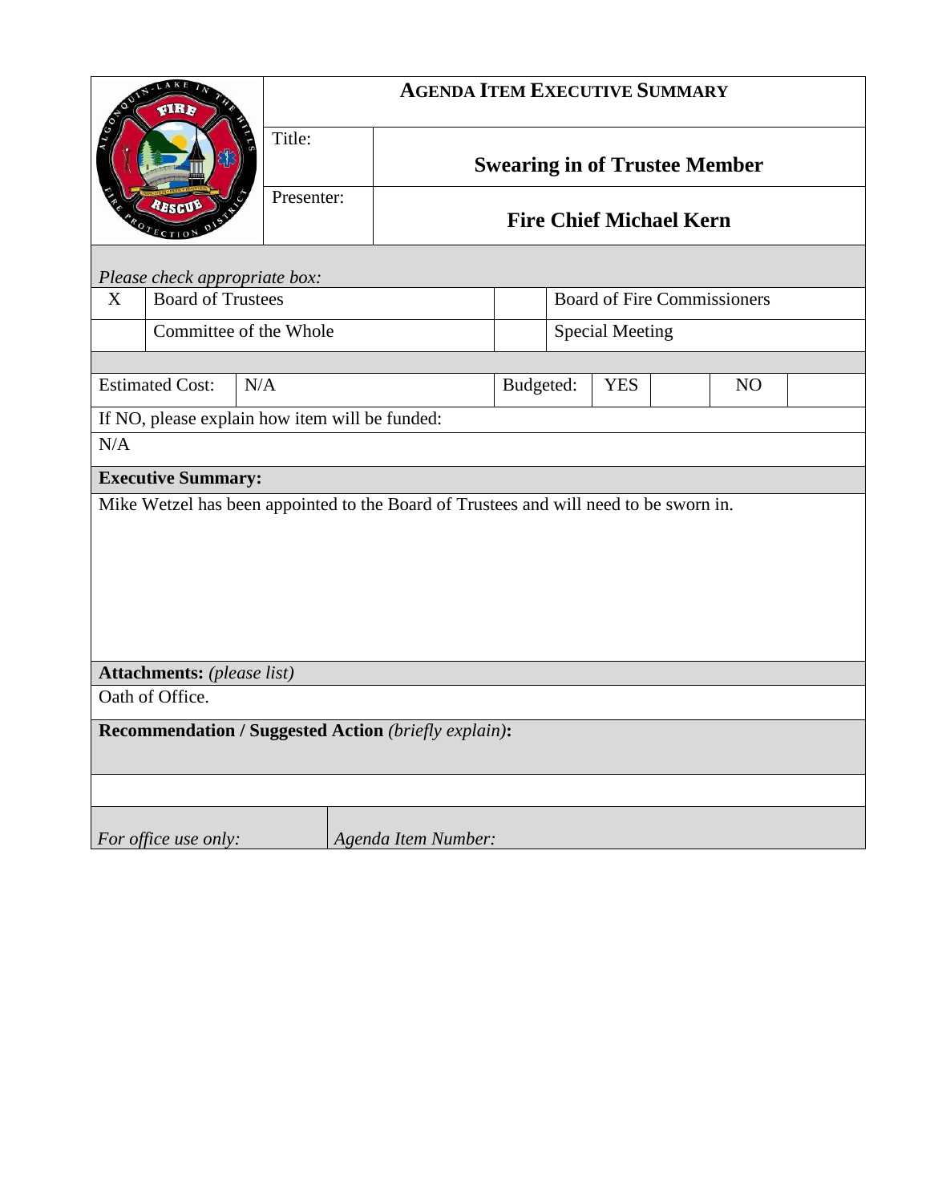# AGENDA ITEM EXECUTIVE SUMMARY

| | |
|---|---|
| Title: | **Swearing in of Trustee Member** |
| Presenter: | **Fire Chief Michael Kern** |

*Please check appropriate box:*

| | | | |
|---|---|---|---|
| X | Board of Trustees | | Board of Fire Commissioners |
| | Committee of the Whole | | Special Meeting |

| Estimated Cost: | N/A | Budgeted: | YES | | NO | |
|---|---|---|---|---|---|---|

If NO, please explain how item will be funded:

N/A

**Executive Summary:**

Mike Wetzel has been appointed to the Board of Trustees and will need to be sworn in.

**Attachments:** *(please list)*

Oath of Office.

**Recommendation / Suggested Action** *(briefly explain)***:**

| *For office use only:* | *Agenda Item Number:* |
|---|---|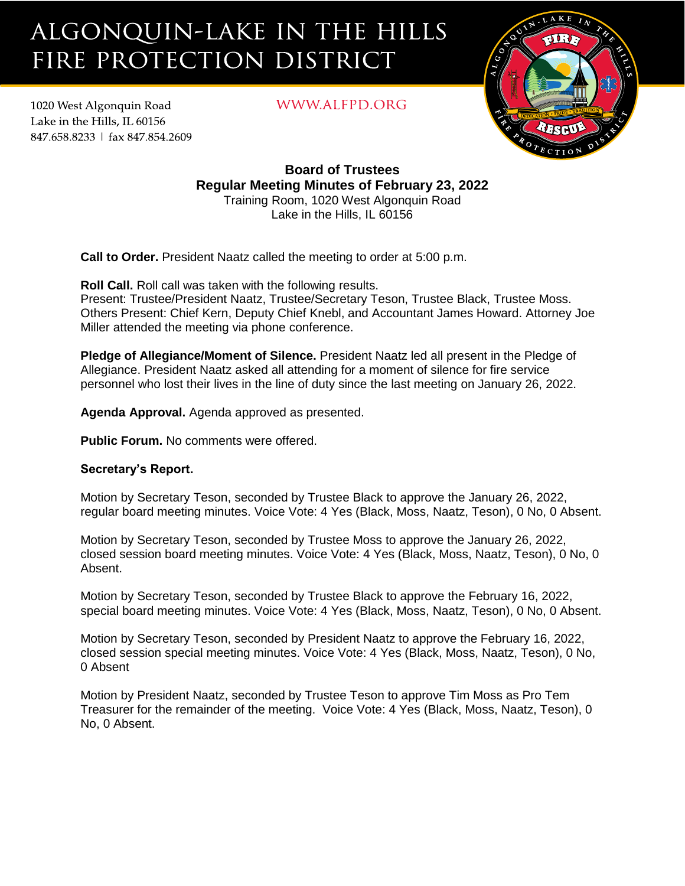# ALGONQUIN-LAKE IN THE HILLS FIRE PROTECTION DISTRICT

1020 West Algonquin Road
Lake in the Hills, IL 60156
847.658.8233 | fax 847.854.2609

WWW.ALFPD.ORG

**Board of Trustees**
**Regular Meeting Minutes of February 23, 2022**
Training Room, 1020 West Algonquin Road
Lake in the Hills, IL 60156

**Call to Order.** President Naatz called the meeting to order at 5:00 p.m.

**Roll Call.** Roll call was taken with the following results.
Present: Trustee/President Naatz, Trustee/Secretary Teson, Trustee Black, Trustee Moss.
Others Present: Chief Kern, Deputy Chief Knebl, and Accountant James Howard. Attorney Joe Miller attended the meeting via phone conference.

**Pledge of Allegiance/Moment of Silence.** President Naatz led all present in the Pledge of Allegiance. President Naatz asked all attending for a moment of silence for fire service personnel who lost their lives in the line of duty since the last meeting on January 26, 2022.

**Agenda Approval.** Agenda approved as presented.

**Public Forum.** No comments were offered.

**Secretary's Report.**

Motion by Secretary Teson, seconded by Trustee Black to approve the January 26, 2022, regular board meeting minutes. Voice Vote: 4 Yes (Black, Moss, Naatz, Teson), 0 No, 0 Absent.

Motion by Secretary Teson, seconded by Trustee Moss to approve the January 26, 2022, closed session board meeting minutes. Voice Vote: 4 Yes (Black, Moss, Naatz, Teson), 0 No, 0 Absent.

Motion by Secretary Teson, seconded by Trustee Black to approve the February 16, 2022, special board meeting minutes. Voice Vote: 4 Yes (Black, Moss, Naatz, Teson), 0 No, 0 Absent.

Motion by Secretary Teson, seconded by President Naatz to approve the February 16, 2022, closed session special meeting minutes. Voice Vote: 4 Yes (Black, Moss, Naatz, Teson), 0 No, 0 Absent

Motion by President Naatz, seconded by Trustee Teson to approve Tim Moss as Pro Tem Treasurer for the remainder of the meeting. Voice Vote: 4 Yes (Black, Moss, Naatz, Teson), 0 No, 0 Absent.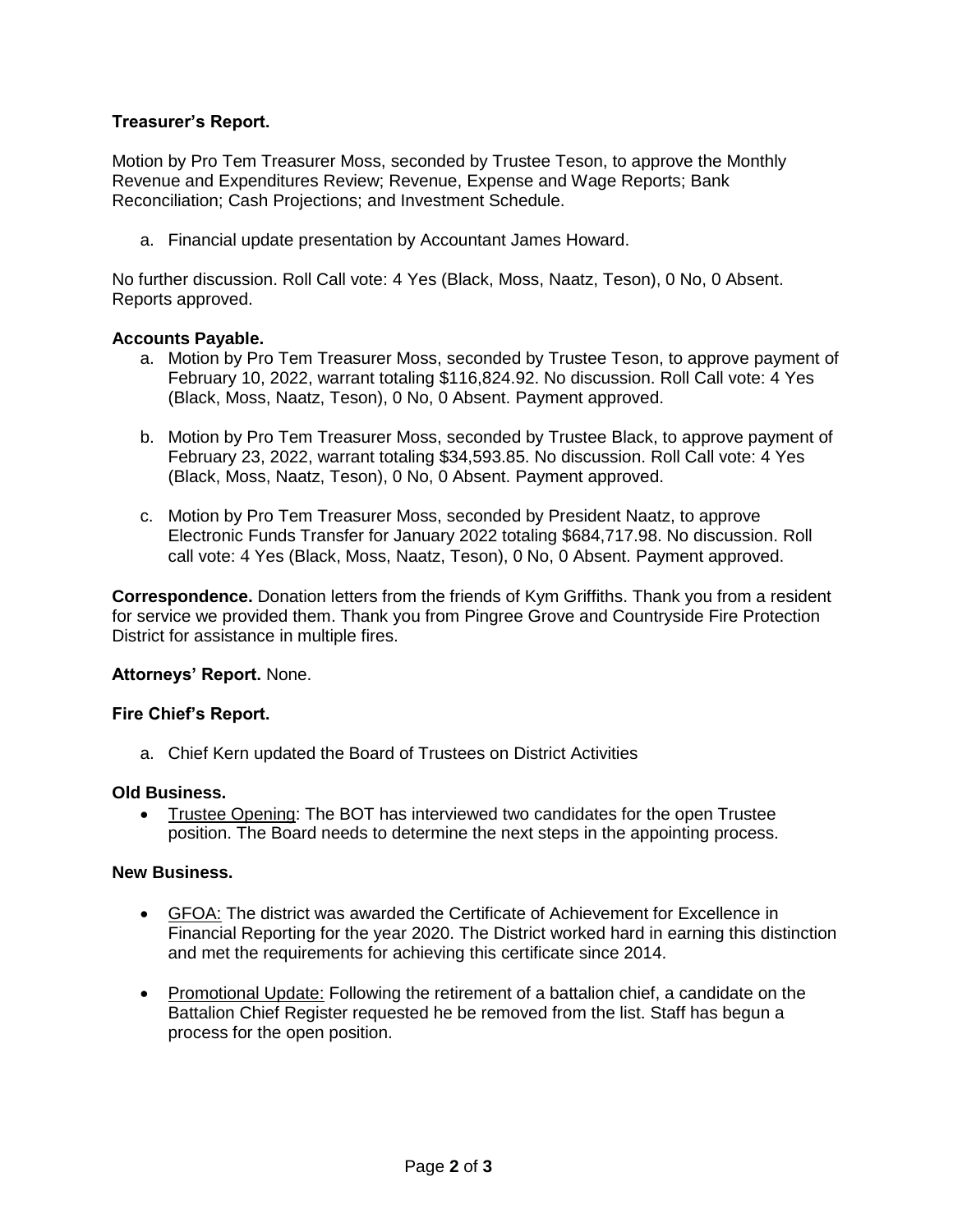**Treasurer's Report.**

Motion by Pro Tem Treasurer Moss, seconded by Trustee Teson, to approve the Monthly Revenue and Expenditures Review; Revenue, Expense and Wage Reports; Bank Reconciliation; Cash Projections; and Investment Schedule.

a. Financial update presentation by Accountant James Howard.

No further discussion. Roll Call vote: 4 Yes (Black, Moss, Naatz, Teson), 0 No, 0 Absent. Reports approved.

**Accounts Payable.**

a. Motion by Pro Tem Treasurer Moss, seconded by Trustee Teson, to approve payment of February 10, 2022, warrant totaling $116,824.92. No discussion. Roll Call vote: 4 Yes (Black, Moss, Naatz, Teson), 0 No, 0 Absent. Payment approved.

b. Motion by Pro Tem Treasurer Moss, seconded by Trustee Black, to approve payment of February 23, 2022, warrant totaling $34,593.85. No discussion. Roll Call vote: 4 Yes (Black, Moss, Naatz, Teson), 0 No, 0 Absent. Payment approved.

c. Motion by Pro Tem Treasurer Moss, seconded by President Naatz, to approve Electronic Funds Transfer for January 2022 totaling $684,717.98. No discussion. Roll call vote: 4 Yes (Black, Moss, Naatz, Teson), 0 No, 0 Absent. Payment approved.

**Correspondence.** Donation letters from the friends of Kym Griffiths. Thank you from a resident for service we provided them. Thank you from Pingree Grove and Countryside Fire Protection District for assistance in multiple fires.

**Attorneys' Report.** None.

**Fire Chief's Report.**

a. Chief Kern updated the Board of Trustees on District Activities

**Old Business.**

- Trustee Opening: The BOT has interviewed two candidates for the open Trustee position. The Board needs to determine the next steps in the appointing process.

**New Business.**

- GFOA: The district was awarded the Certificate of Achievement for Excellence in Financial Reporting for the year 2020. The District worked hard in earning this distinction and met the requirements for achieving this certificate since 2014.

- Promotional Update: Following the retirement of a battalion chief, a candidate on the Battalion Chief Register requested he be removed from the list. Staff has begun a process for the open position.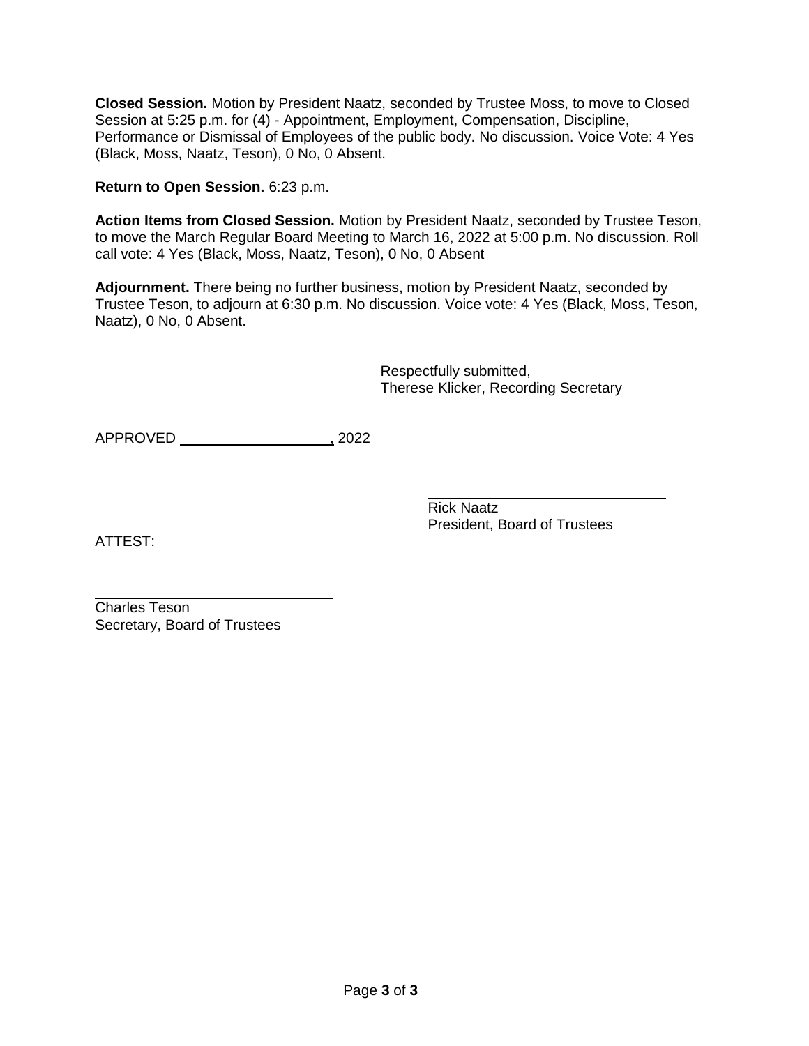**Closed Session.** Motion by President Naatz, seconded by Trustee Moss, to move to Closed Session at 5:25 p.m. for (4) - Appointment, Employment, Compensation, Discipline, Performance or Dismissal of Employees of the public body. No discussion. Voice Vote: 4 Yes (Black, Moss, Naatz, Teson), 0 No, 0 Absent.

**Return to Open Session.** 6:23 p.m.

**Action Items from Closed Session.** Motion by President Naatz, seconded by Trustee Teson, to move the March Regular Board Meeting to March 16, 2022 at 5:00 p.m. No discussion. Roll call vote: 4 Yes (Black, Moss, Naatz, Teson), 0 No, 0 Absent

**Adjournment.** There being no further business, motion by President Naatz, seconded by Trustee Teson, to adjourn at 6:30 p.m. No discussion. Voice vote: 4 Yes (Black, Moss, Teson, Naatz), 0 No, 0 Absent.

Respectfully submitted,
Therese Klicker, Recording Secretary

APPROVED ____________________, 2022

______________________________
Rick Naatz
President, Board of Trustees

ATTEST:

______________________________
Charles Teson
Secretary, Board of Trustees